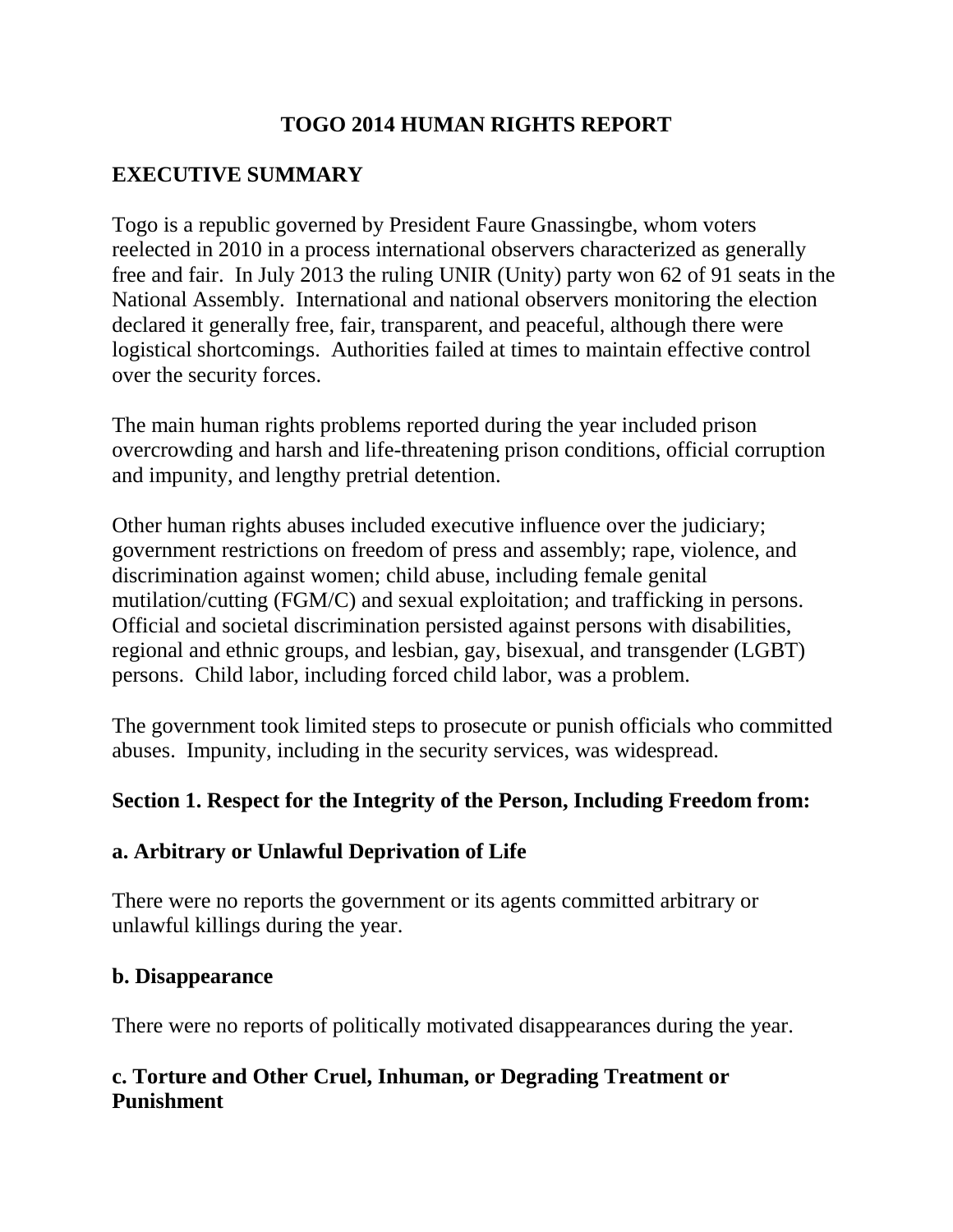# TOGO 2014 HUMAN RIGHTS REPORT

## EXECUTIVE SUMMARY

Togo is a republic governed by President Faure Gnassingbe, whom voters reelected in 2010 in a process international observers characterized as generally free and fair. In July 2013 the ruling UNIR (Unity) party won 62 of 91 seats in the National Assembly. International and national observers monitoring the election declared it generally free, fair, transparent, and peaceful, although there were logistical shortcomings. Authorities failed at times to maintain effective control over the security forces.

The main human rights problems reported during the year included prison overcrowding and harsh and life-threatening prison conditions, official corruption and impunity, and lengthy pretrial detention.

Other human rights abuses included executive influence over the judiciary; government restrictions on freedom of press and assembly; rape, violence, and discrimination against women; child abuse, including female genital mutilation/cutting (FGM/C) and sexual exploitation; and trafficking in persons. Official and societal discrimination persisted against persons with disabilities, regional and ethnic groups, and lesbian, gay, bisexual, and transgender (LGBT) persons. Child labor, including forced child labor, was a problem.

The government took limited steps to prosecute or punish officials who committed abuses. Impunity, including in the security services, was widespread.

## Section 1. Respect for the Integrity of the Person, Including Freedom from:

### a. Arbitrary or Unlawful Deprivation of Life

There were no reports the government or its agents committed arbitrary or unlawful killings during the year.

### b. Disappearance

There were no reports of politically motivated disappearances during the year.

### c. Torture and Other Cruel, Inhuman, or Degrading Treatment or Punishment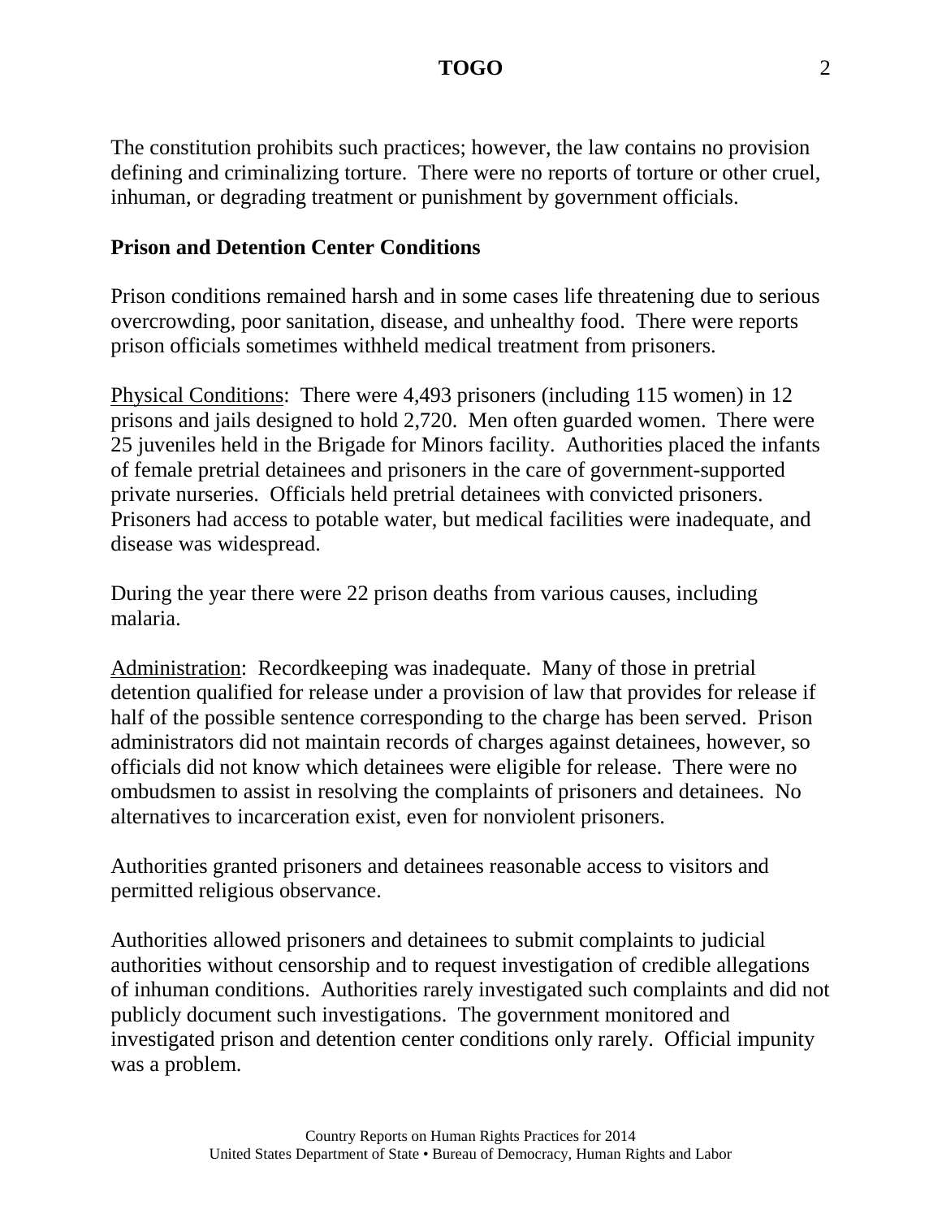The constitution prohibits such practices; however, the law contains no provision defining and criminalizing torture. There were no reports of torture or other cruel, inhuman, or degrading treatment or punishment by government officials.

**Prison and Detention Center Conditions**

Prison conditions remained harsh and in some cases life threatening due to serious overcrowding, poor sanitation, disease, and unhealthy food. There were reports prison officials sometimes withheld medical treatment from prisoners.

Physical Conditions: There were 4,493 prisoners (including 115 women) in 12 prisons and jails designed to hold 2,720. Men often guarded women. There were 25 juveniles held in the Brigade for Minors facility. Authorities placed the infants of female pretrial detainees and prisoners in the care of government-supported private nurseries. Officials held pretrial detainees with convicted prisoners. Prisoners had access to potable water, but medical facilities were inadequate, and disease was widespread.

During the year there were 22 prison deaths from various causes, including malaria.

Administration: Recordkeeping was inadequate. Many of those in pretrial detention qualified for release under a provision of law that provides for release if half of the possible sentence corresponding to the charge has been served. Prison administrators did not maintain records of charges against detainees, however, so officials did not know which detainees were eligible for release. There were no ombudsmen to assist in resolving the complaints of prisoners and detainees. No alternatives to incarceration exist, even for nonviolent prisoners.

Authorities granted prisoners and detainees reasonable access to visitors and permitted religious observance.

Authorities allowed prisoners and detainees to submit complaints to judicial authorities without censorship and to request investigation of credible allegations of inhuman conditions. Authorities rarely investigated such complaints and did not publicly document such investigations. The government monitored and investigated prison and detention center conditions only rarely. Official impunity was a problem.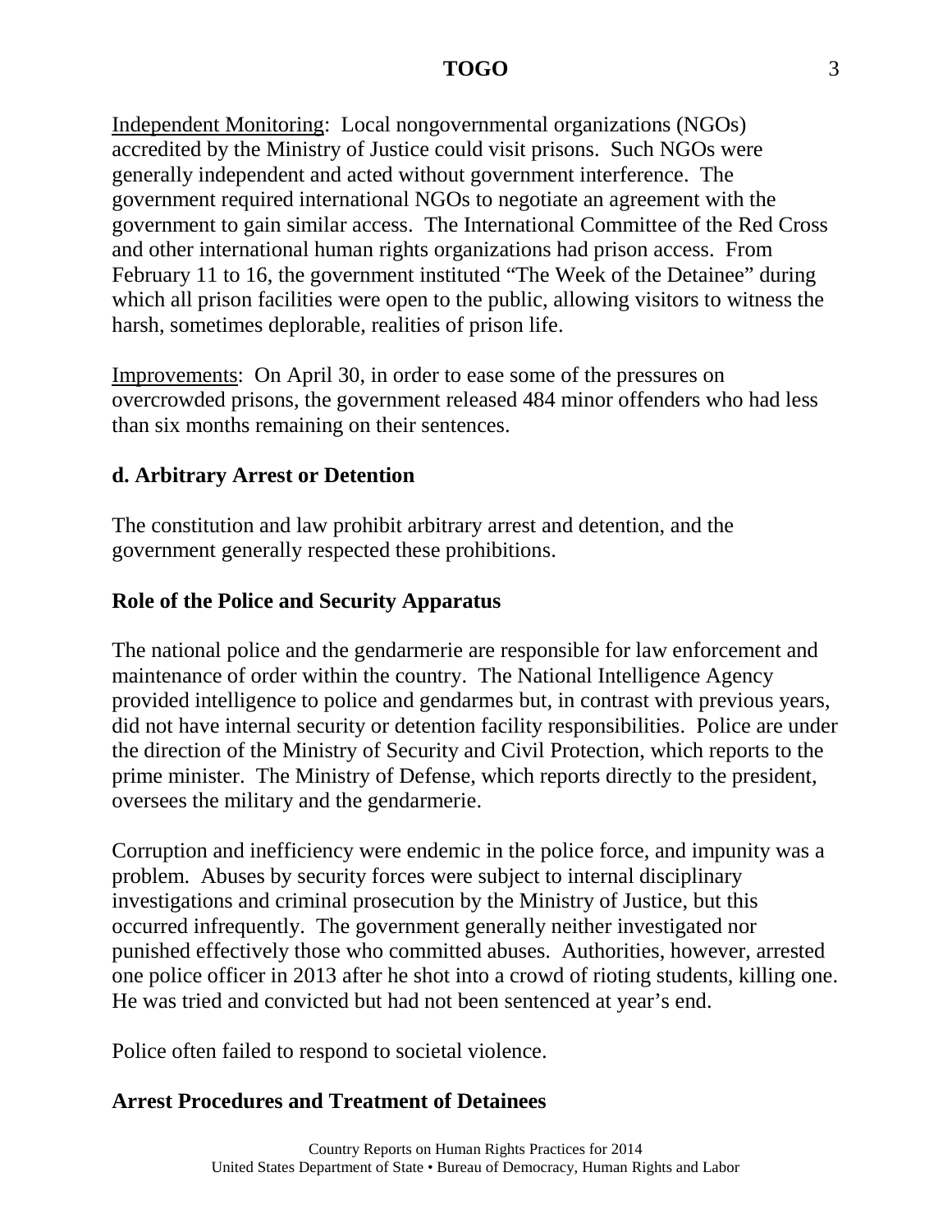Independent Monitoring: Local nongovernmental organizations (NGOs) accredited by the Ministry of Justice could visit prisons. Such NGOs were generally independent and acted without government interference. The government required international NGOs to negotiate an agreement with the government to gain similar access. The International Committee of the Red Cross and other international human rights organizations had prison access. From February 11 to 16, the government instituted "The Week of the Detainee" during which all prison facilities were open to the public, allowing visitors to witness the harsh, sometimes deplorable, realities of prison life.

Improvements: On April 30, in order to ease some of the pressures on overcrowded prisons, the government released 484 minor offenders who had less than six months remaining on their sentences.

**d. Arbitrary Arrest or Detention**

The constitution and law prohibit arbitrary arrest and detention, and the government generally respected these prohibitions.

**Role of the Police and Security Apparatus**

The national police and the gendarmerie are responsible for law enforcement and maintenance of order within the country. The National Intelligence Agency provided intelligence to police and gendarmes but, in contrast with previous years, did not have internal security or detention facility responsibilities. Police are under the direction of the Ministry of Security and Civil Protection, which reports to the prime minister. The Ministry of Defense, which reports directly to the president, oversees the military and the gendarmerie.

Corruption and inefficiency were endemic in the police force, and impunity was a problem. Abuses by security forces were subject to internal disciplinary investigations and criminal prosecution by the Ministry of Justice, but this occurred infrequently. The government generally neither investigated nor punished effectively those who committed abuses. Authorities, however, arrested one police officer in 2013 after he shot into a crowd of rioting students, killing one. He was tried and convicted but had not been sentenced at year's end.

Police often failed to respond to societal violence.

**Arrest Procedures and Treatment of Detainees**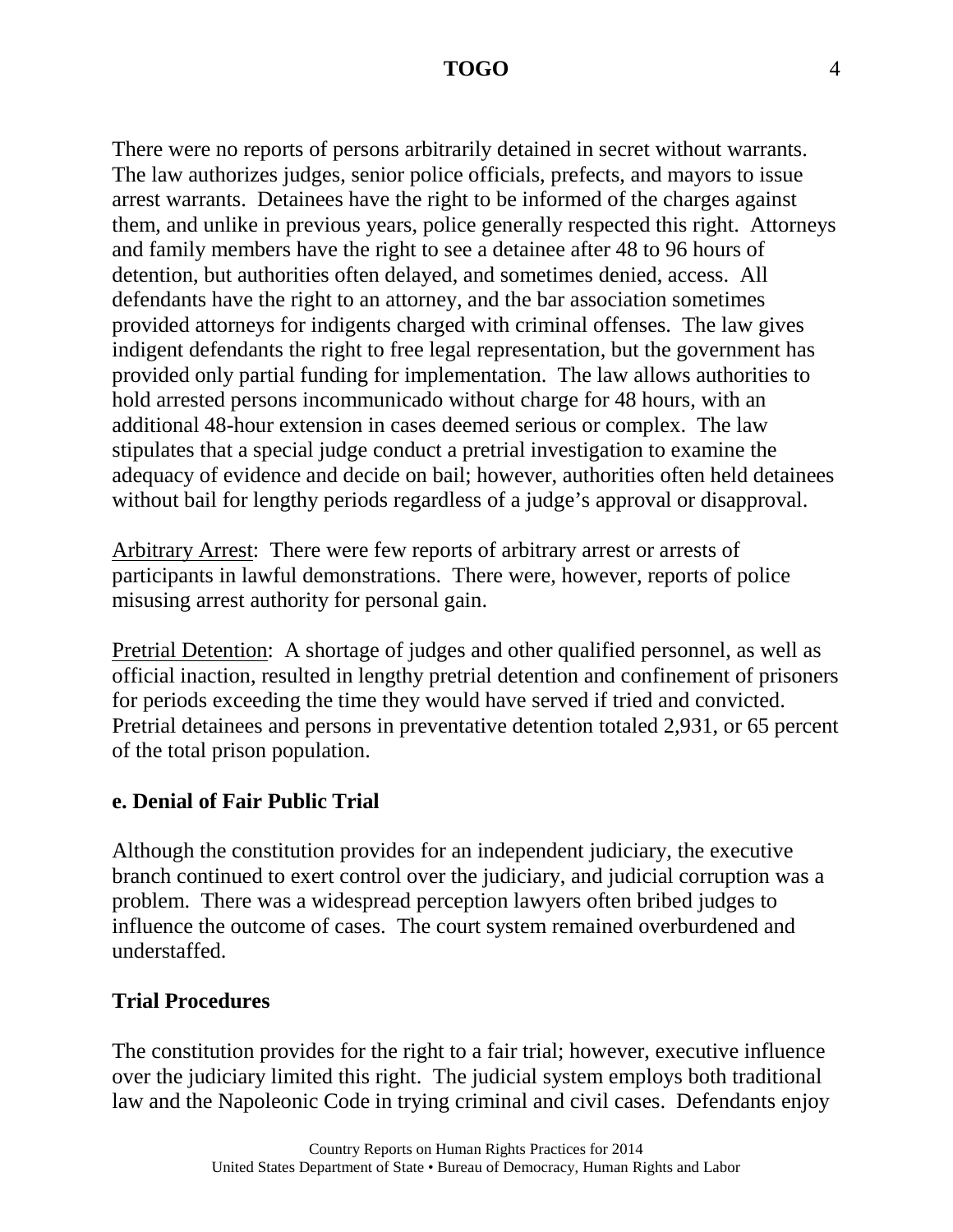There were no reports of persons arbitrarily detained in secret without warrants. The law authorizes judges, senior police officials, prefects, and mayors to issue arrest warrants. Detainees have the right to be informed of the charges against them, and unlike in previous years, police generally respected this right. Attorneys and family members have the right to see a detainee after 48 to 96 hours of detention, but authorities often delayed, and sometimes denied, access. All defendants have the right to an attorney, and the bar association sometimes provided attorneys for indigents charged with criminal offenses. The law gives indigent defendants the right to free legal representation, but the government has provided only partial funding for implementation. The law allows authorities to hold arrested persons incommunicado without charge for 48 hours, with an additional 48-hour extension in cases deemed serious or complex. The law stipulates that a special judge conduct a pretrial investigation to examine the adequacy of evidence and decide on bail; however, authorities often held detainees without bail for lengthy periods regardless of a judge's approval or disapproval.

Arbitrary Arrest: There were few reports of arbitrary arrest or arrests of participants in lawful demonstrations. There were, however, reports of police misusing arrest authority for personal gain.

Pretrial Detention: A shortage of judges and other qualified personnel, as well as official inaction, resulted in lengthy pretrial detention and confinement of prisoners for periods exceeding the time they would have served if tried and convicted. Pretrial detainees and persons in preventative detention totaled 2,931, or 65 percent of the total prison population.

**e. Denial of Fair Public Trial**

Although the constitution provides for an independent judiciary, the executive branch continued to exert control over the judiciary, and judicial corruption was a problem. There was a widespread perception lawyers often bribed judges to influence the outcome of cases. The court system remained overburdened and understaffed.

**Trial Procedures**

The constitution provides for the right to a fair trial; however, executive influence over the judiciary limited this right. The judicial system employs both traditional law and the Napoleonic Code in trying criminal and civil cases. Defendants enjoy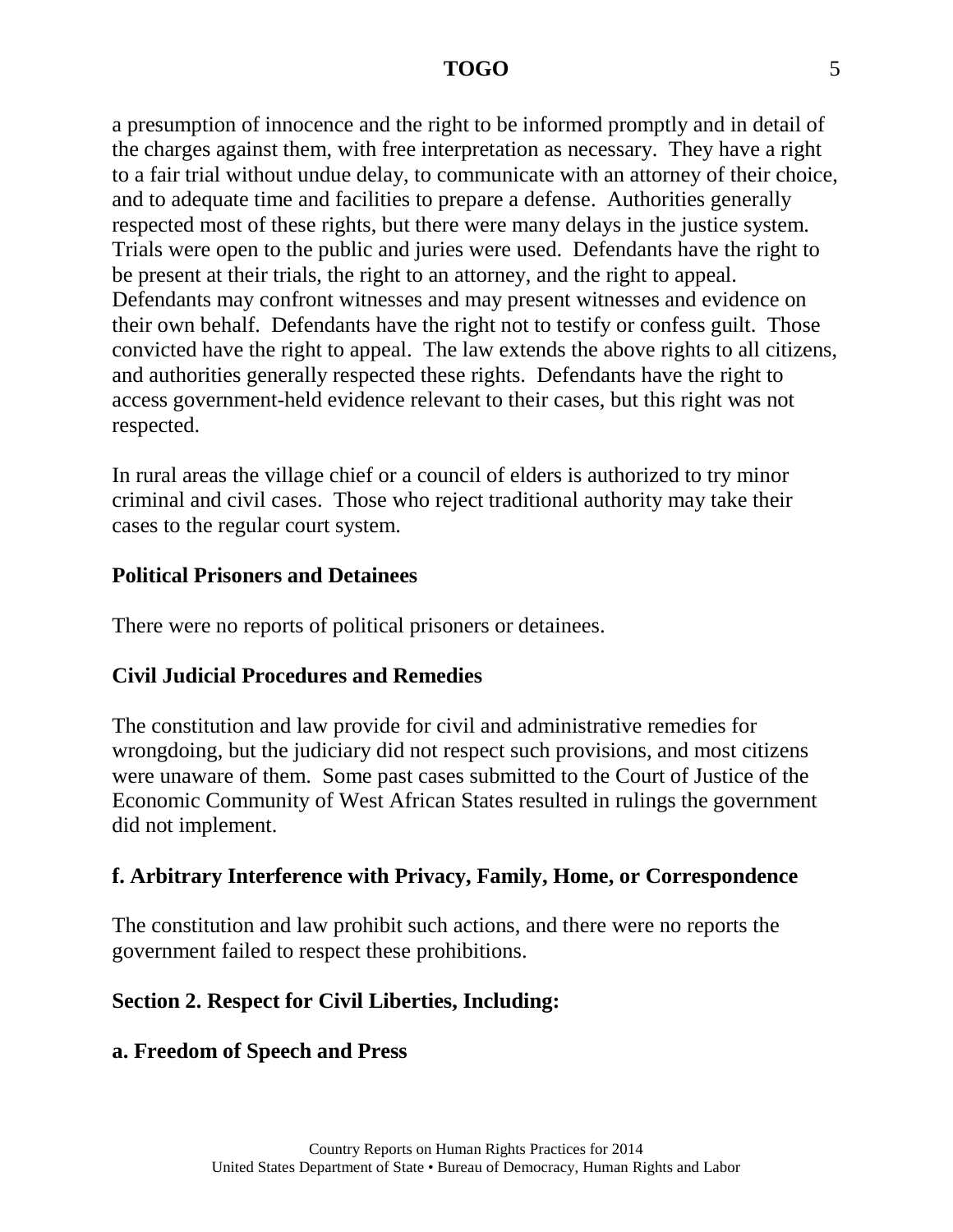a presumption of innocence and the right to be informed promptly and in detail of the charges against them, with free interpretation as necessary. They have a right to a fair trial without undue delay, to communicate with an attorney of their choice, and to adequate time and facilities to prepare a defense. Authorities generally respected most of these rights, but there were many delays in the justice system. Trials were open to the public and juries were used. Defendants have the right to be present at their trials, the right to an attorney, and the right to appeal. Defendants may confront witnesses and may present witnesses and evidence on their own behalf. Defendants have the right not to testify or confess guilt. Those convicted have the right to appeal. The law extends the above rights to all citizens, and authorities generally respected these rights. Defendants have the right to access government-held evidence relevant to their cases, but this right was not respected.

In rural areas the village chief or a council of elders is authorized to try minor criminal and civil cases. Those who reject traditional authority may take their cases to the regular court system.

**Political Prisoners and Detainees**

There were no reports of political prisoners or detainees.

**Civil Judicial Procedures and Remedies**

The constitution and law provide for civil and administrative remedies for wrongdoing, but the judiciary did not respect such provisions, and most citizens were unaware of them. Some past cases submitted to the Court of Justice of the Economic Community of West African States resulted in rulings the government did not implement.

**f. Arbitrary Interference with Privacy, Family, Home, or Correspondence**

The constitution and law prohibit such actions, and there were no reports the government failed to respect these prohibitions.

**Section 2. Respect for Civil Liberties, Including:**

**a. Freedom of Speech and Press**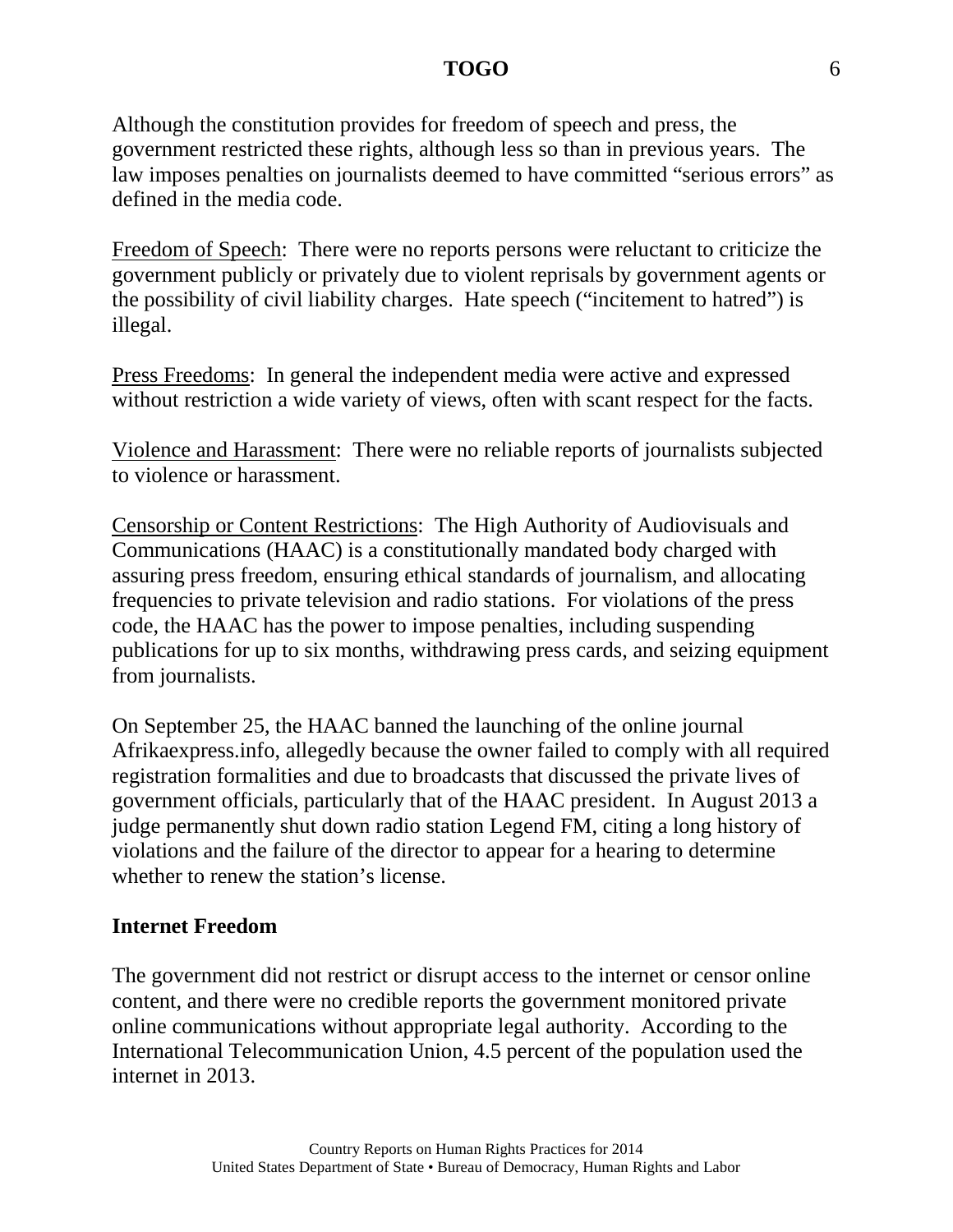Although the constitution provides for freedom of speech and press, the government restricted these rights, although less so than in previous years. The law imposes penalties on journalists deemed to have committed "serious errors" as defined in the media code.

Freedom of Speech: There were no reports persons were reluctant to criticize the government publicly or privately due to violent reprisals by government agents or the possibility of civil liability charges. Hate speech ("incitement to hatred") is illegal.

Press Freedoms: In general the independent media were active and expressed without restriction a wide variety of views, often with scant respect for the facts.

Violence and Harassment: There were no reliable reports of journalists subjected to violence or harassment.

Censorship or Content Restrictions: The High Authority of Audiovisuals and Communications (HAAC) is a constitutionally mandated body charged with assuring press freedom, ensuring ethical standards of journalism, and allocating frequencies to private television and radio stations. For violations of the press code, the HAAC has the power to impose penalties, including suspending publications for up to six months, withdrawing press cards, and seizing equipment from journalists.

On September 25, the HAAC banned the launching of the online journal Afrikaexpress.info, allegedly because the owner failed to comply with all required registration formalities and due to broadcasts that discussed the private lives of government officials, particularly that of the HAAC president. In August 2013 a judge permanently shut down radio station Legend FM, citing a long history of violations and the failure of the director to appear for a hearing to determine whether to renew the station's license.

**Internet Freedom**

The government did not restrict or disrupt access to the internet or censor online content, and there were no credible reports the government monitored private online communications without appropriate legal authority. According to the International Telecommunication Union, 4.5 percent of the population used the internet in 2013.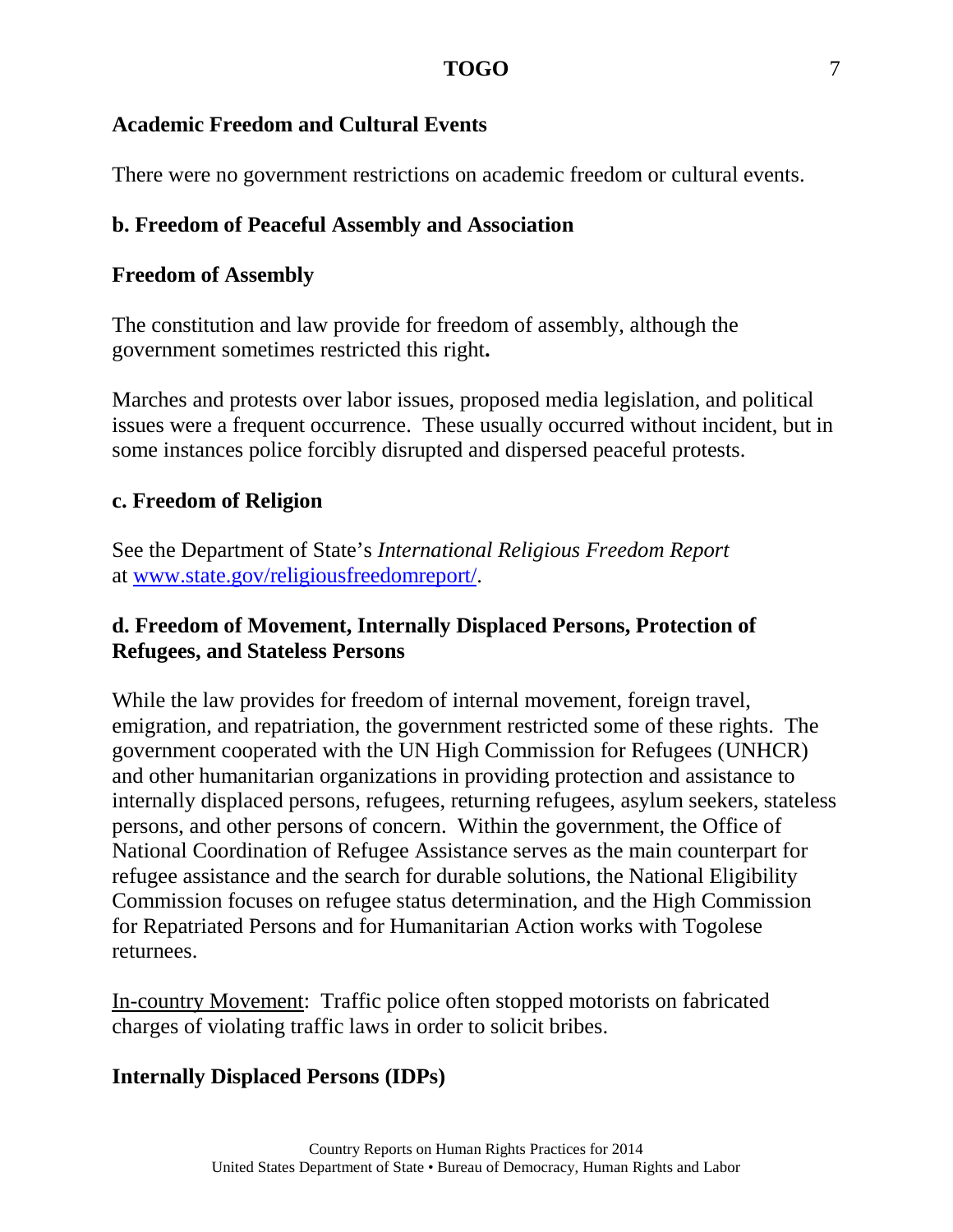**Academic Freedom and Cultural Events**

There were no government restrictions on academic freedom or cultural events.

**b. Freedom of Peaceful Assembly and Association**

**Freedom of Assembly**

The constitution and law provide for freedom of assembly, although the government sometimes restricted this right**.**

Marches and protests over labor issues, proposed media legislation, and political issues were a frequent occurrence. These usually occurred without incident, but in some instances police forcibly disrupted and dispersed peaceful protests.

**c. Freedom of Religion**

See the Department of State's *International Religious Freedom Report* at www.state.gov/religiousfreedomreport/.

**d. Freedom of Movement, Internally Displaced Persons, Protection of Refugees, and Stateless Persons**

While the law provides for freedom of internal movement, foreign travel, emigration, and repatriation, the government restricted some of these rights. The government cooperated with the UN High Commission for Refugees (UNHCR) and other humanitarian organizations in providing protection and assistance to internally displaced persons, refugees, returning refugees, asylum seekers, stateless persons, and other persons of concern. Within the government, the Office of National Coordination of Refugee Assistance serves as the main counterpart for refugee assistance and the search for durable solutions, the National Eligibility Commission focuses on refugee status determination, and the High Commission for Repatriated Persons and for Humanitarian Action works with Togolese returnees.

In-country Movement: Traffic police often stopped motorists on fabricated charges of violating traffic laws in order to solicit bribes.

**Internally Displaced Persons (IDPs)**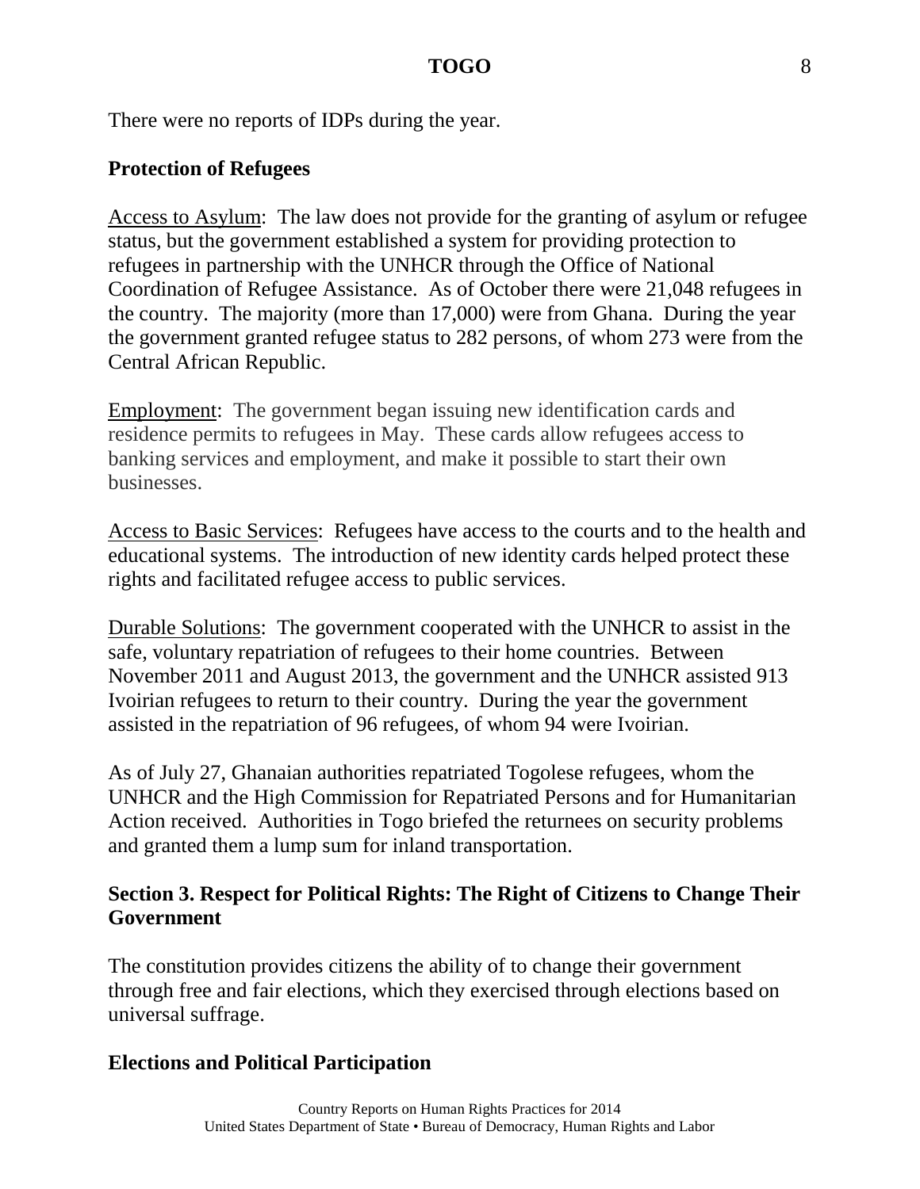There were no reports of IDPs during the year.

### Protection of Refugees

Access to Asylum: The law does not provide for the granting of asylum or refugee status, but the government established a system for providing protection to refugees in partnership with the UNHCR through the Office of National Coordination of Refugee Assistance. As of October there were 21,048 refugees in the country. The majority (more than 17,000) were from Ghana. During the year the government granted refugee status to 282 persons, of whom 273 were from the Central African Republic.

Employment: The government began issuing new identification cards and residence permits to refugees in May. These cards allow refugees access to banking services and employment, and make it possible to start their own businesses.

Access to Basic Services: Refugees have access to the courts and to the health and educational systems. The introduction of new identity cards helped protect these rights and facilitated refugee access to public services.

Durable Solutions: The government cooperated with the UNHCR to assist in the safe, voluntary repatriation of refugees to their home countries. Between November 2011 and August 2013, the government and the UNHCR assisted 913 Ivoirian refugees to return to their country. During the year the government assisted in the repatriation of 96 refugees, of whom 94 were Ivoirian.

As of July 27, Ghanaian authorities repatriated Togolese refugees, whom the UNHCR and the High Commission for Repatriated Persons and for Humanitarian Action received. Authorities in Togo briefed the returnees on security problems and granted them a lump sum for inland transportation.

## Section 3. Respect for Political Rights: The Right of Citizens to Change Their Government

The constitution provides citizens the ability of to change their government through free and fair elections, which they exercised through elections based on universal suffrage.

### Elections and Political Participation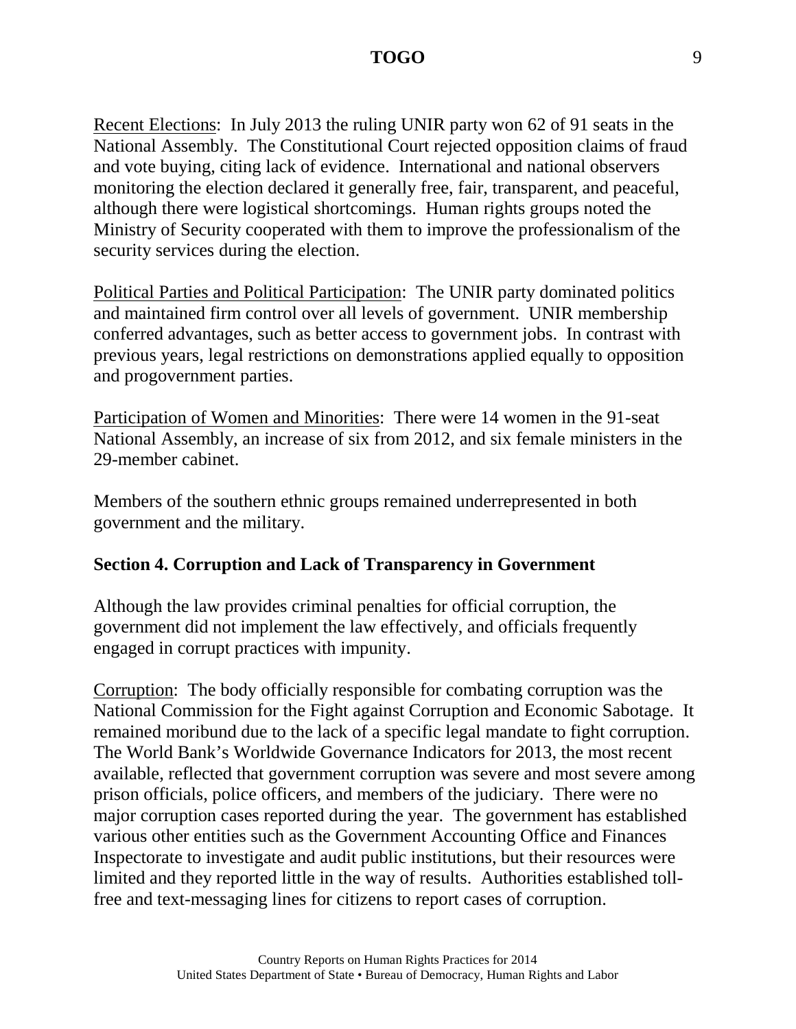Recent Elections: In July 2013 the ruling UNIR party won 62 of 91 seats in the National Assembly. The Constitutional Court rejected opposition claims of fraud and vote buying, citing lack of evidence. International and national observers monitoring the election declared it generally free, fair, transparent, and peaceful, although there were logistical shortcomings. Human rights groups noted the Ministry of Security cooperated with them to improve the professionalism of the security services during the election.

Political Parties and Political Participation: The UNIR party dominated politics and maintained firm control over all levels of government. UNIR membership conferred advantages, such as better access to government jobs. In contrast with previous years, legal restrictions on demonstrations applied equally to opposition and progovernment parties.

Participation of Women and Minorities: There were 14 women in the 91-seat National Assembly, an increase of six from 2012, and six female ministers in the 29-member cabinet.

Members of the southern ethnic groups remained underrepresented in both government and the military.

## Section 4. Corruption and Lack of Transparency in Government

Although the law provides criminal penalties for official corruption, the government did not implement the law effectively, and officials frequently engaged in corrupt practices with impunity.

Corruption: The body officially responsible for combating corruption was the National Commission for the Fight against Corruption and Economic Sabotage. It remained moribund due to the lack of a specific legal mandate to fight corruption. The World Bank's Worldwide Governance Indicators for 2013, the most recent available, reflected that government corruption was severe and most severe among prison officials, police officers, and members of the judiciary. There were no major corruption cases reported during the year. The government has established various other entities such as the Government Accounting Office and Finances Inspectorate to investigate and audit public institutions, but their resources were limited and they reported little in the way of results. Authorities established toll-free and text-messaging lines for citizens to report cases of corruption.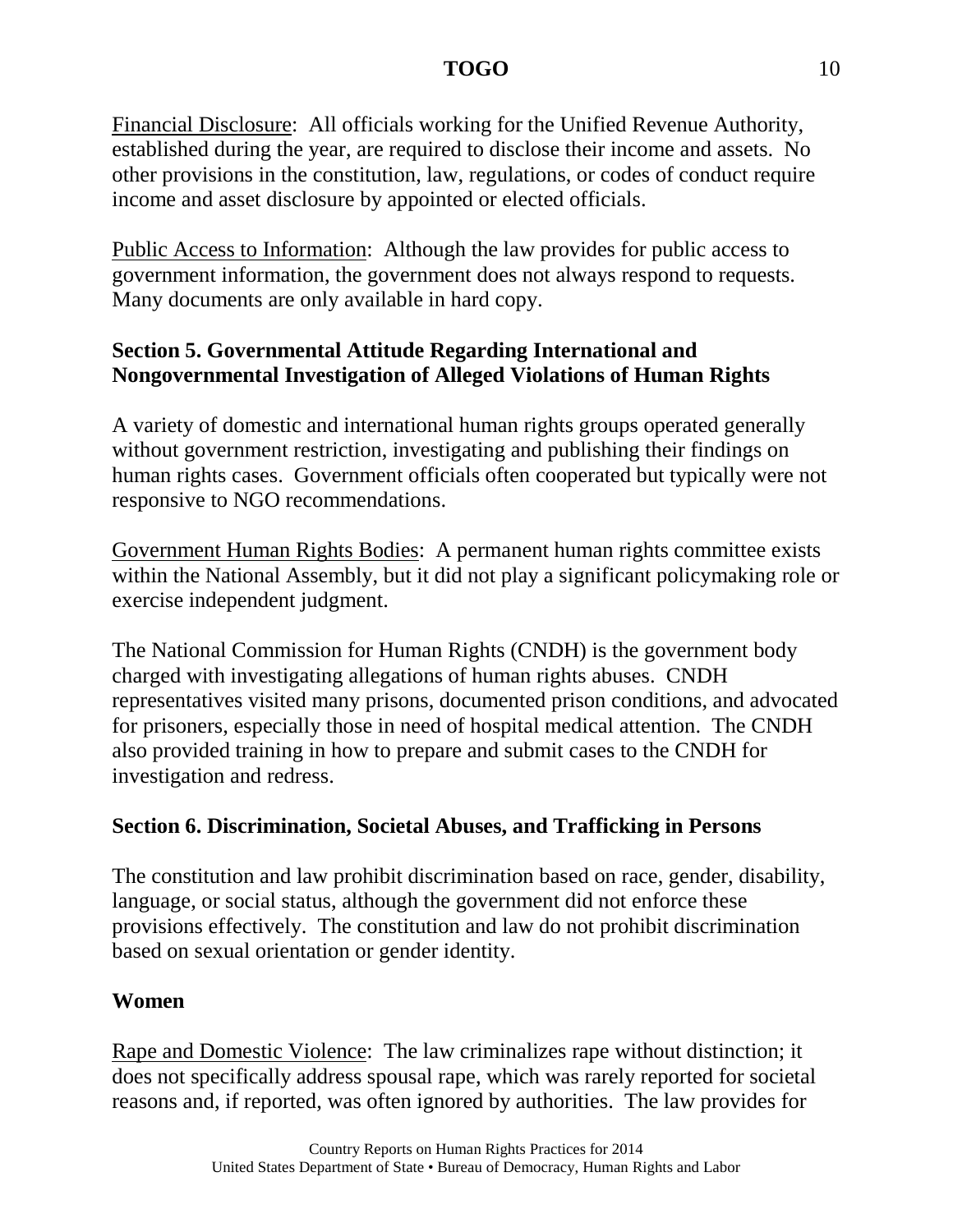Financial Disclosure: All officials working for the Unified Revenue Authority, established during the year, are required to disclose their income and assets. No other provisions in the constitution, law, regulations, or codes of conduct require income and asset disclosure by appointed or elected officials.

Public Access to Information: Although the law provides for public access to government information, the government does not always respond to requests. Many documents are only available in hard copy.

## Section 5. Governmental Attitude Regarding International and Nongovernmental Investigation of Alleged Violations of Human Rights

A variety of domestic and international human rights groups operated generally without government restriction, investigating and publishing their findings on human rights cases. Government officials often cooperated but typically were not responsive to NGO recommendations.

Government Human Rights Bodies: A permanent human rights committee exists within the National Assembly, but it did not play a significant policymaking role or exercise independent judgment.

The National Commission for Human Rights (CNDH) is the government body charged with investigating allegations of human rights abuses. CNDH representatives visited many prisons, documented prison conditions, and advocated for prisoners, especially those in need of hospital medical attention. The CNDH also provided training in how to prepare and submit cases to the CNDH for investigation and redress.

## Section 6. Discrimination, Societal Abuses, and Trafficking in Persons

The constitution and law prohibit discrimination based on race, gender, disability, language, or social status, although the government did not enforce these provisions effectively. The constitution and law do not prohibit discrimination based on sexual orientation or gender identity.

### Women

Rape and Domestic Violence: The law criminalizes rape without distinction; it does not specifically address spousal rape, which was rarely reported for societal reasons and, if reported, was often ignored by authorities. The law provides for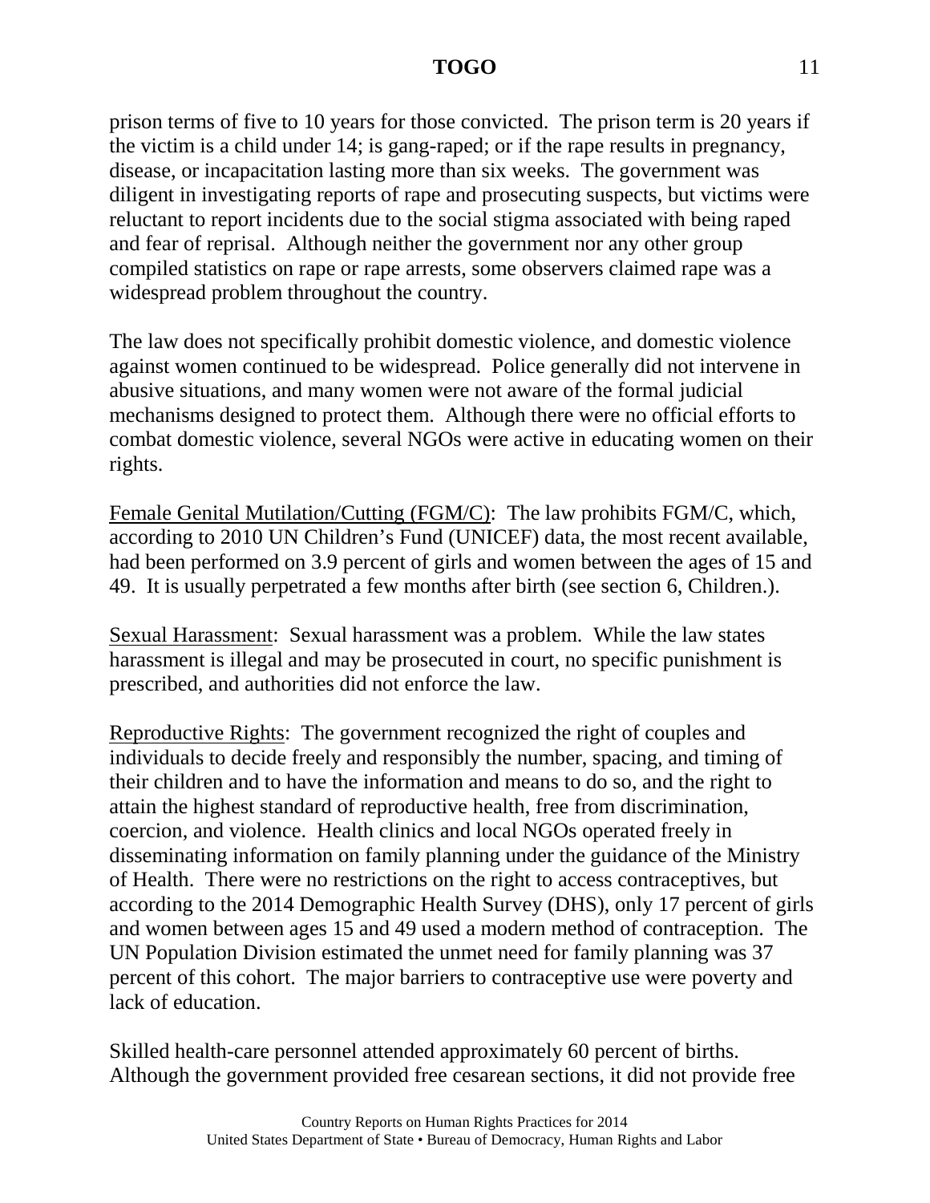prison terms of five to 10 years for those convicted. The prison term is 20 years if the victim is a child under 14; is gang-raped; or if the rape results in pregnancy, disease, or incapacitation lasting more than six weeks. The government was diligent in investigating reports of rape and prosecuting suspects, but victims were reluctant to report incidents due to the social stigma associated with being raped and fear of reprisal. Although neither the government nor any other group compiled statistics on rape or rape arrests, some observers claimed rape was a widespread problem throughout the country.

The law does not specifically prohibit domestic violence, and domestic violence against women continued to be widespread. Police generally did not intervene in abusive situations, and many women were not aware of the formal judicial mechanisms designed to protect them. Although there were no official efforts to combat domestic violence, several NGOs were active in educating women on their rights.

Female Genital Mutilation/Cutting (FGM/C): The law prohibits FGM/C, which, according to 2010 UN Children's Fund (UNICEF) data, the most recent available, had been performed on 3.9 percent of girls and women between the ages of 15 and 49. It is usually perpetrated a few months after birth (see section 6, Children.).

Sexual Harassment: Sexual harassment was a problem. While the law states harassment is illegal and may be prosecuted in court, no specific punishment is prescribed, and authorities did not enforce the law.

Reproductive Rights: The government recognized the right of couples and individuals to decide freely and responsibly the number, spacing, and timing of their children and to have the information and means to do so, and the right to attain the highest standard of reproductive health, free from discrimination, coercion, and violence. Health clinics and local NGOs operated freely in disseminating information on family planning under the guidance of the Ministry of Health. There were no restrictions on the right to access contraceptives, but according to the 2014 Demographic Health Survey (DHS), only 17 percent of girls and women between ages 15 and 49 used a modern method of contraception. The UN Population Division estimated the unmet need for family planning was 37 percent of this cohort. The major barriers to contraceptive use were poverty and lack of education.

Skilled health-care personnel attended approximately 60 percent of births. Although the government provided free cesarean sections, it did not provide free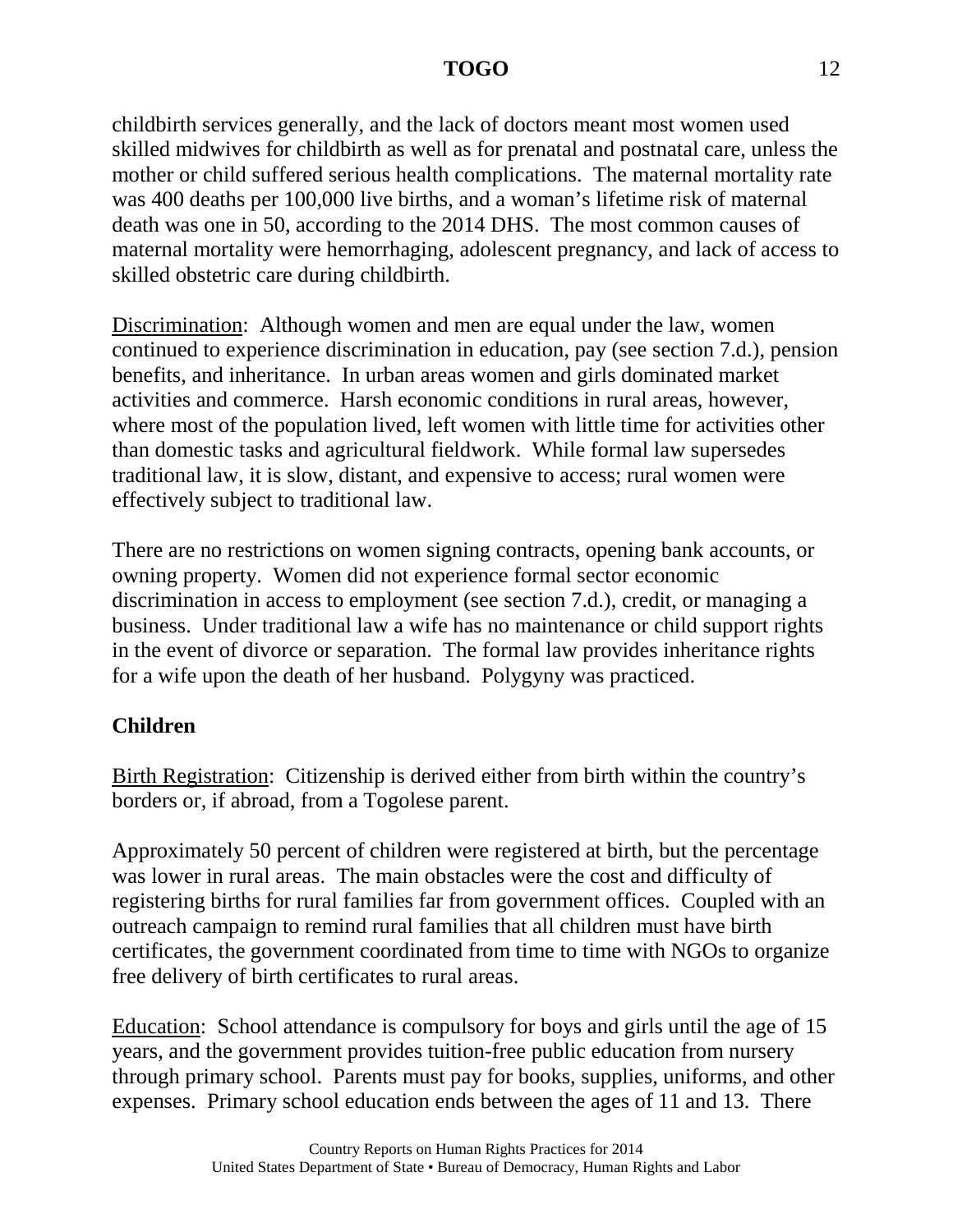childbirth services generally, and the lack of doctors meant most women used skilled midwives for childbirth as well as for prenatal and postnatal care, unless the mother or child suffered serious health complications. The maternal mortality rate was 400 deaths per 100,000 live births, and a woman's lifetime risk of maternal death was one in 50, according to the 2014 DHS. The most common causes of maternal mortality were hemorrhaging, adolescent pregnancy, and lack of access to skilled obstetric care during childbirth.

Discrimination: Although women and men are equal under the law, women continued to experience discrimination in education, pay (see section 7.d.), pension benefits, and inheritance. In urban areas women and girls dominated market activities and commerce. Harsh economic conditions in rural areas, however, where most of the population lived, left women with little time for activities other than domestic tasks and agricultural fieldwork. While formal law supersedes traditional law, it is slow, distant, and expensive to access; rural women were effectively subject to traditional law.

There are no restrictions on women signing contracts, opening bank accounts, or owning property. Women did not experience formal sector economic discrimination in access to employment (see section 7.d.), credit, or managing a business. Under traditional law a wife has no maintenance or child support rights in the event of divorce or separation. The formal law provides inheritance rights for a wife upon the death of her husband. Polygyny was practiced.

**Children**

Birth Registration: Citizenship is derived either from birth within the country's borders or, if abroad, from a Togolese parent.

Approximately 50 percent of children were registered at birth, but the percentage was lower in rural areas. The main obstacles were the cost and difficulty of registering births for rural families far from government offices. Coupled with an outreach campaign to remind rural families that all children must have birth certificates, the government coordinated from time to time with NGOs to organize free delivery of birth certificates to rural areas.

Education: School attendance is compulsory for boys and girls until the age of 15 years, and the government provides tuition-free public education from nursery through primary school. Parents must pay for books, supplies, uniforms, and other expenses. Primary school education ends between the ages of 11 and 13. There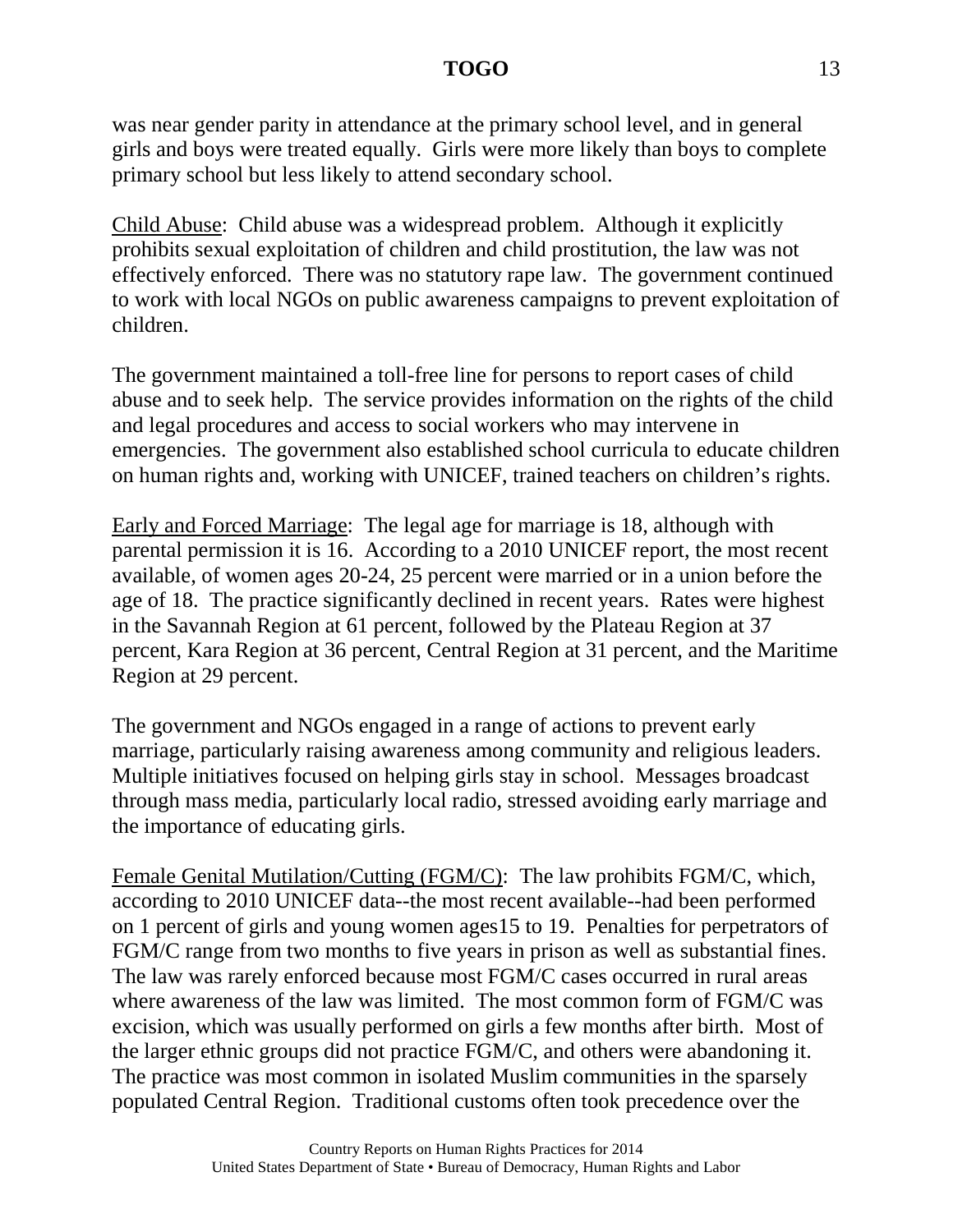was near gender parity in attendance at the primary school level, and in general girls and boys were treated equally. Girls were more likely than boys to complete primary school but less likely to attend secondary school.

Child Abuse: Child abuse was a widespread problem. Although it explicitly prohibits sexual exploitation of children and child prostitution, the law was not effectively enforced. There was no statutory rape law. The government continued to work with local NGOs on public awareness campaigns to prevent exploitation of children.

The government maintained a toll-free line for persons to report cases of child abuse and to seek help. The service provides information on the rights of the child and legal procedures and access to social workers who may intervene in emergencies. The government also established school curricula to educate children on human rights and, working with UNICEF, trained teachers on children's rights.

Early and Forced Marriage: The legal age for marriage is 18, although with parental permission it is 16. According to a 2010 UNICEF report, the most recent available, of women ages 20-24, 25 percent were married or in a union before the age of 18. The practice significantly declined in recent years. Rates were highest in the Savannah Region at 61 percent, followed by the Plateau Region at 37 percent, Kara Region at 36 percent, Central Region at 31 percent, and the Maritime Region at 29 percent.

The government and NGOs engaged in a range of actions to prevent early marriage, particularly raising awareness among community and religious leaders. Multiple initiatives focused on helping girls stay in school. Messages broadcast through mass media, particularly local radio, stressed avoiding early marriage and the importance of educating girls.

Female Genital Mutilation/Cutting (FGM/C): The law prohibits FGM/C, which, according to 2010 UNICEF data--the most recent available--had been performed on 1 percent of girls and young women ages15 to 19. Penalties for perpetrators of FGM/C range from two months to five years in prison as well as substantial fines. The law was rarely enforced because most FGM/C cases occurred in rural areas where awareness of the law was limited. The most common form of FGM/C was excision, which was usually performed on girls a few months after birth. Most of the larger ethnic groups did not practice FGM/C, and others were abandoning it. The practice was most common in isolated Muslim communities in the sparsely populated Central Region. Traditional customs often took precedence over the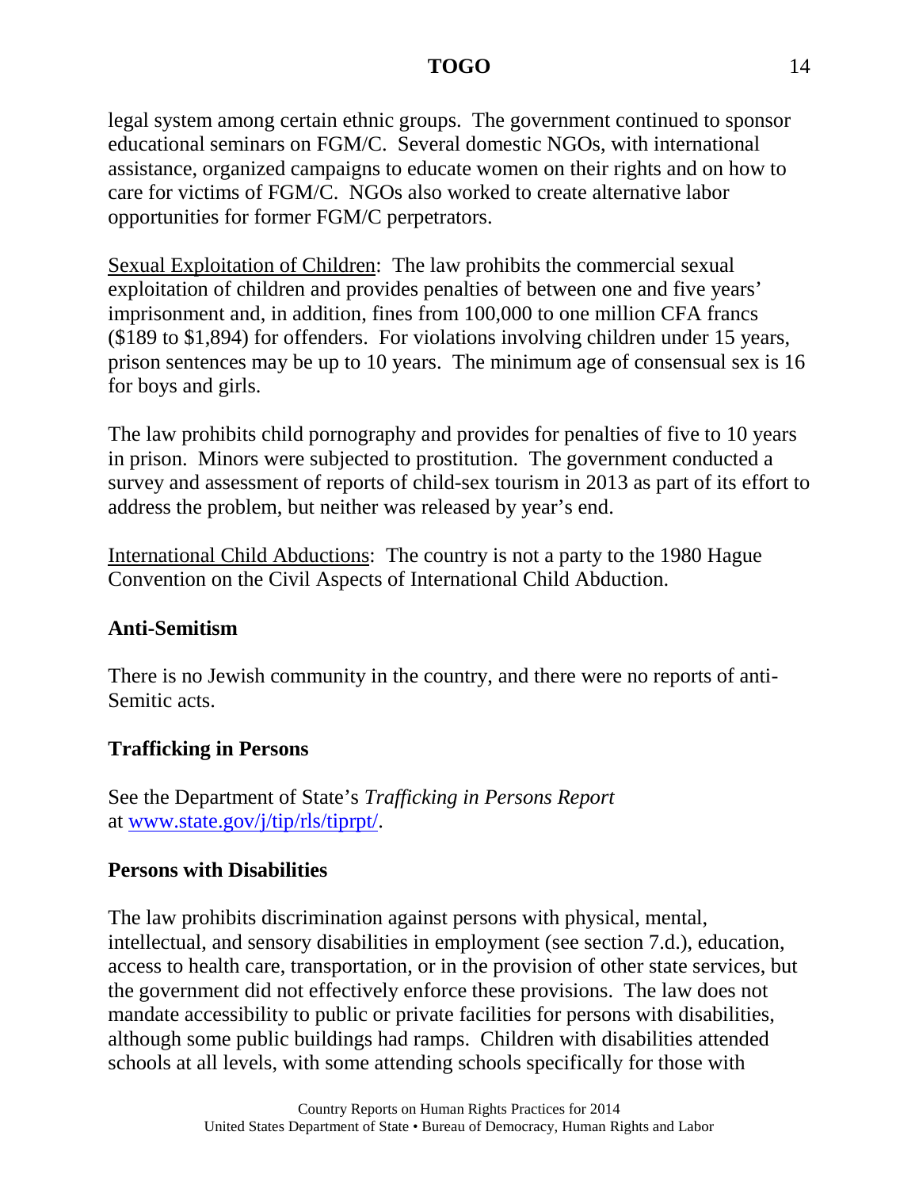legal system among certain ethnic groups. The government continued to sponsor educational seminars on FGM/C. Several domestic NGOs, with international assistance, organized campaigns to educate women on their rights and on how to care for victims of FGM/C. NGOs also worked to create alternative labor opportunities for former FGM/C perpetrators.

Sexual Exploitation of Children: The law prohibits the commercial sexual exploitation of children and provides penalties of between one and five years' imprisonment and, in addition, fines from 100,000 to one million CFA francs ($189 to $1,894) for offenders. For violations involving children under 15 years, prison sentences may be up to 10 years. The minimum age of consensual sex is 16 for boys and girls.

The law prohibits child pornography and provides for penalties of five to 10 years in prison. Minors were subjected to prostitution. The government conducted a survey and assessment of reports of child-sex tourism in 2013 as part of its effort to address the problem, but neither was released by year's end.

International Child Abductions: The country is not a party to the 1980 Hague Convention on the Civil Aspects of International Child Abduction.

**Anti-Semitism**

There is no Jewish community in the country, and there were no reports of anti-Semitic acts.

**Trafficking in Persons**

See the Department of State's *Trafficking in Persons Report* at www.state.gov/j/tip/rls/tiprpt/.

**Persons with Disabilities**

The law prohibits discrimination against persons with physical, mental, intellectual, and sensory disabilities in employment (see section 7.d.), education, access to health care, transportation, or in the provision of other state services, but the government did not effectively enforce these provisions. The law does not mandate accessibility to public or private facilities for persons with disabilities, although some public buildings had ramps. Children with disabilities attended schools at all levels, with some attending schools specifically for those with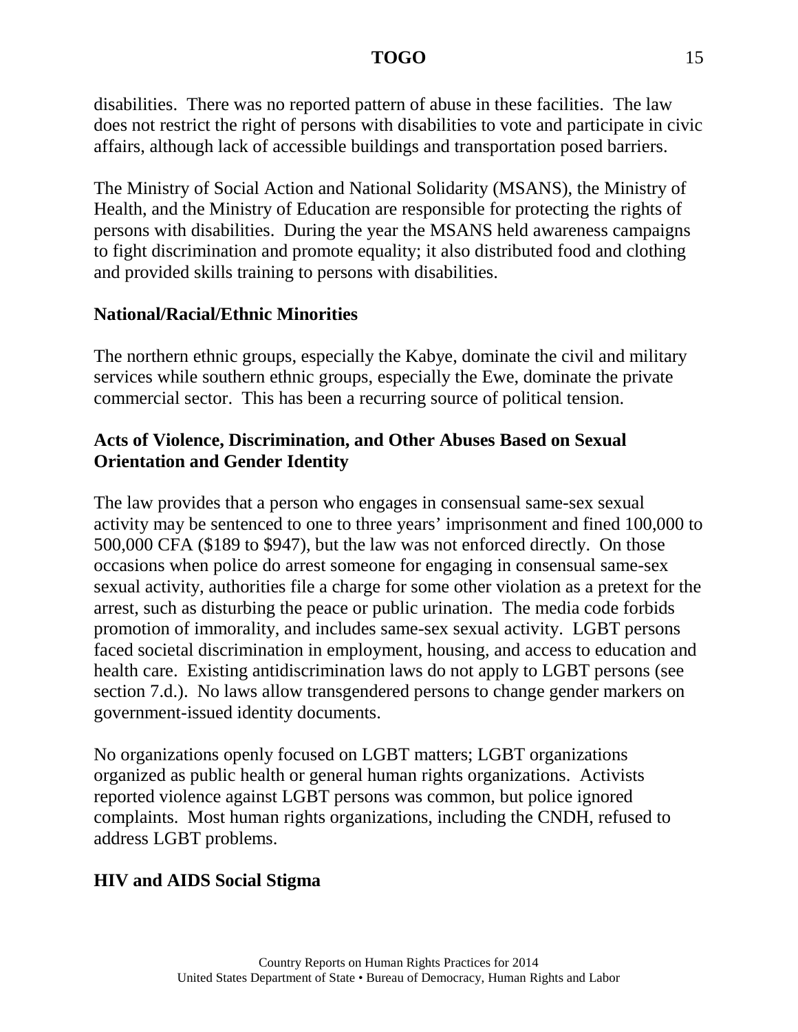disabilities. There was no reported pattern of abuse in these facilities. The law does not restrict the right of persons with disabilities to vote and participate in civic affairs, although lack of accessible buildings and transportation posed barriers.

The Ministry of Social Action and National Solidarity (MSANS), the Ministry of Health, and the Ministry of Education are responsible for protecting the rights of persons with disabilities. During the year the MSANS held awareness campaigns to fight discrimination and promote equality; it also distributed food and clothing and provided skills training to persons with disabilities.

**National/Racial/Ethnic Minorities**

The northern ethnic groups, especially the Kabye, dominate the civil and military services while southern ethnic groups, especially the Ewe, dominate the private commercial sector. This has been a recurring source of political tension.

**Acts of Violence, Discrimination, and Other Abuses Based on Sexual Orientation and Gender Identity**

The law provides that a person who engages in consensual same-sex sexual activity may be sentenced to one to three years' imprisonment and fined 100,000 to 500,000 CFA ($189 to $947), but the law was not enforced directly. On those occasions when police do arrest someone for engaging in consensual same-sex sexual activity, authorities file a charge for some other violation as a pretext for the arrest, such as disturbing the peace or public urination. The media code forbids promotion of immorality, and includes same-sex sexual activity. LGBT persons faced societal discrimination in employment, housing, and access to education and health care. Existing antidiscrimination laws do not apply to LGBT persons (see section 7.d.). No laws allow transgendered persons to change gender markers on government-issued identity documents.

No organizations openly focused on LGBT matters; LGBT organizations organized as public health or general human rights organizations. Activists reported violence against LGBT persons was common, but police ignored complaints. Most human rights organizations, including the CNDH, refused to address LGBT problems.

**HIV and AIDS Social Stigma**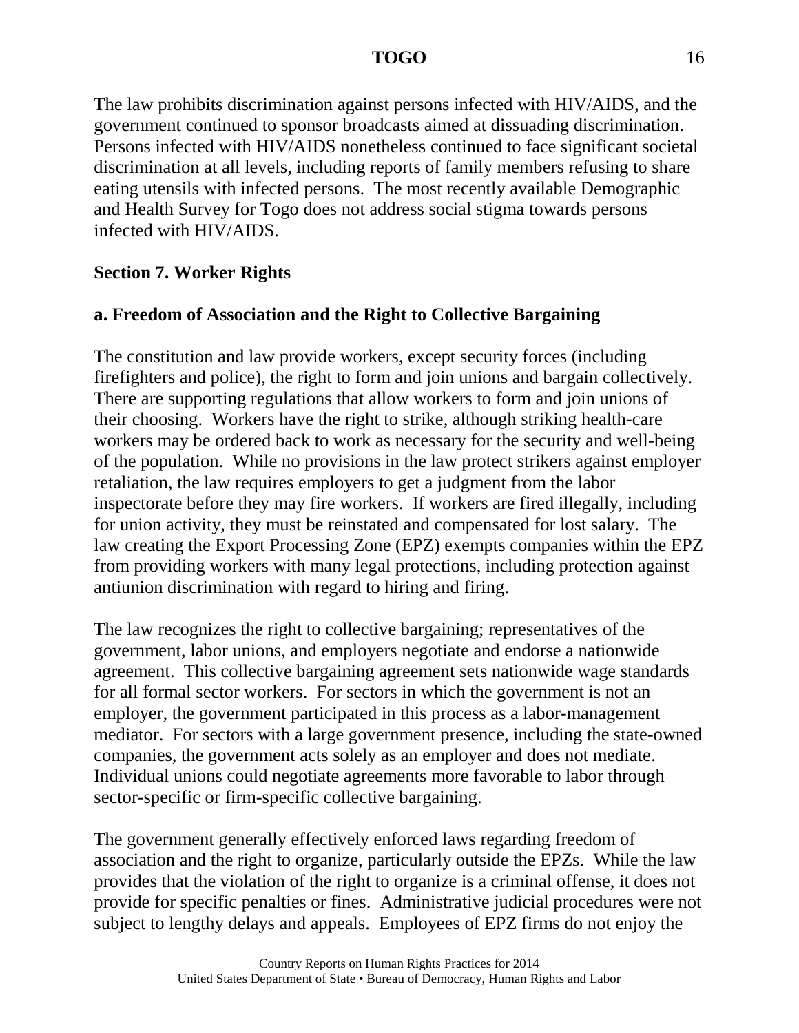The law prohibits discrimination against persons infected with HIV/AIDS, and the government continued to sponsor broadcasts aimed at dissuading discrimination. Persons infected with HIV/AIDS nonetheless continued to face significant societal discrimination at all levels, including reports of family members refusing to share eating utensils with infected persons. The most recently available Demographic and Health Survey for Togo does not address social stigma towards persons infected with HIV/AIDS.

## Section 7. Worker Rights

### a. Freedom of Association and the Right to Collective Bargaining

The constitution and law provide workers, except security forces (including firefighters and police), the right to form and join unions and bargain collectively. There are supporting regulations that allow workers to form and join unions of their choosing. Workers have the right to strike, although striking health-care workers may be ordered back to work as necessary for the security and well-being of the population. While no provisions in the law protect strikers against employer retaliation, the law requires employers to get a judgment from the labor inspectorate before they may fire workers. If workers are fired illegally, including for union activity, they must be reinstated and compensated for lost salary. The law creating the Export Processing Zone (EPZ) exempts companies within the EPZ from providing workers with many legal protections, including protection against antiunion discrimination with regard to hiring and firing.

The law recognizes the right to collective bargaining; representatives of the government, labor unions, and employers negotiate and endorse a nationwide agreement. This collective bargaining agreement sets nationwide wage standards for all formal sector workers. For sectors in which the government is not an employer, the government participated in this process as a labor-management mediator. For sectors with a large government presence, including the state-owned companies, the government acts solely as an employer and does not mediate. Individual unions could negotiate agreements more favorable to labor through sector-specific or firm-specific collective bargaining.

The government generally effectively enforced laws regarding freedom of association and the right to organize, particularly outside the EPZs. While the law provides that the violation of the right to organize is a criminal offense, it does not provide for specific penalties or fines. Administrative judicial procedures were not subject to lengthy delays and appeals. Employees of EPZ firms do not enjoy the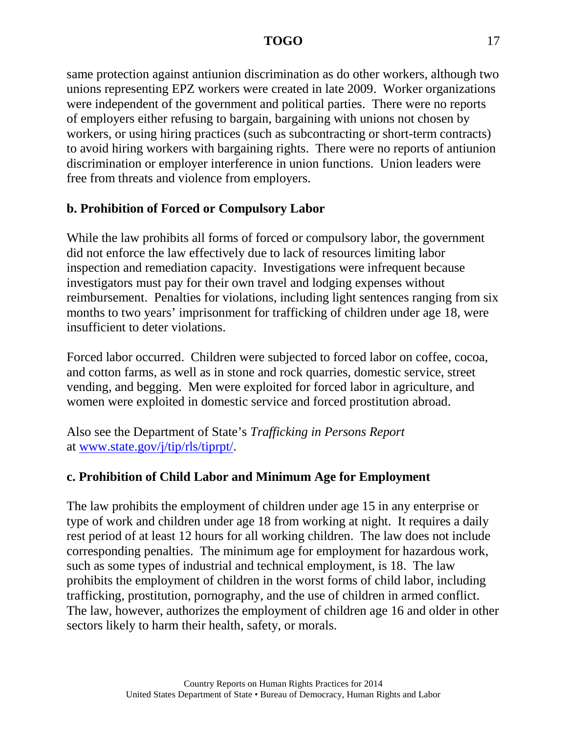same protection against antiunion discrimination as do other workers, although two unions representing EPZ workers were created in late 2009. Worker organizations were independent of the government and political parties. There were no reports of employers either refusing to bargain, bargaining with unions not chosen by workers, or using hiring practices (such as subcontracting or short-term contracts) to avoid hiring workers with bargaining rights. There were no reports of antiunion discrimination or employer interference in union functions. Union leaders were free from threats and violence from employers.

**b. Prohibition of Forced or Compulsory Labor**

While the law prohibits all forms of forced or compulsory labor, the government did not enforce the law effectively due to lack of resources limiting labor inspection and remediation capacity. Investigations were infrequent because investigators must pay for their own travel and lodging expenses without reimbursement. Penalties for violations, including light sentences ranging from six months to two years' imprisonment for trafficking of children under age 18, were insufficient to deter violations.

Forced labor occurred. Children were subjected to forced labor on coffee, cocoa, and cotton farms, as well as in stone and rock quarries, domestic service, street vending, and begging. Men were exploited for forced labor in agriculture, and women were exploited in domestic service and forced prostitution abroad.

Also see the Department of State's *Trafficking in Persons Report* at [www.state.gov/j/tip/rls/tiprpt/](www.state.gov/j/tip/rls/tiprpt/).

**c. Prohibition of Child Labor and Minimum Age for Employment**

The law prohibits the employment of children under age 15 in any enterprise or type of work and children under age 18 from working at night. It requires a daily rest period of at least 12 hours for all working children. The law does not include corresponding penalties. The minimum age for employment for hazardous work, such as some types of industrial and technical employment, is 18. The law prohibits the employment of children in the worst forms of child labor, including trafficking, prostitution, pornography, and the use of children in armed conflict. The law, however, authorizes the employment of children age 16 and older in other sectors likely to harm their health, safety, or morals.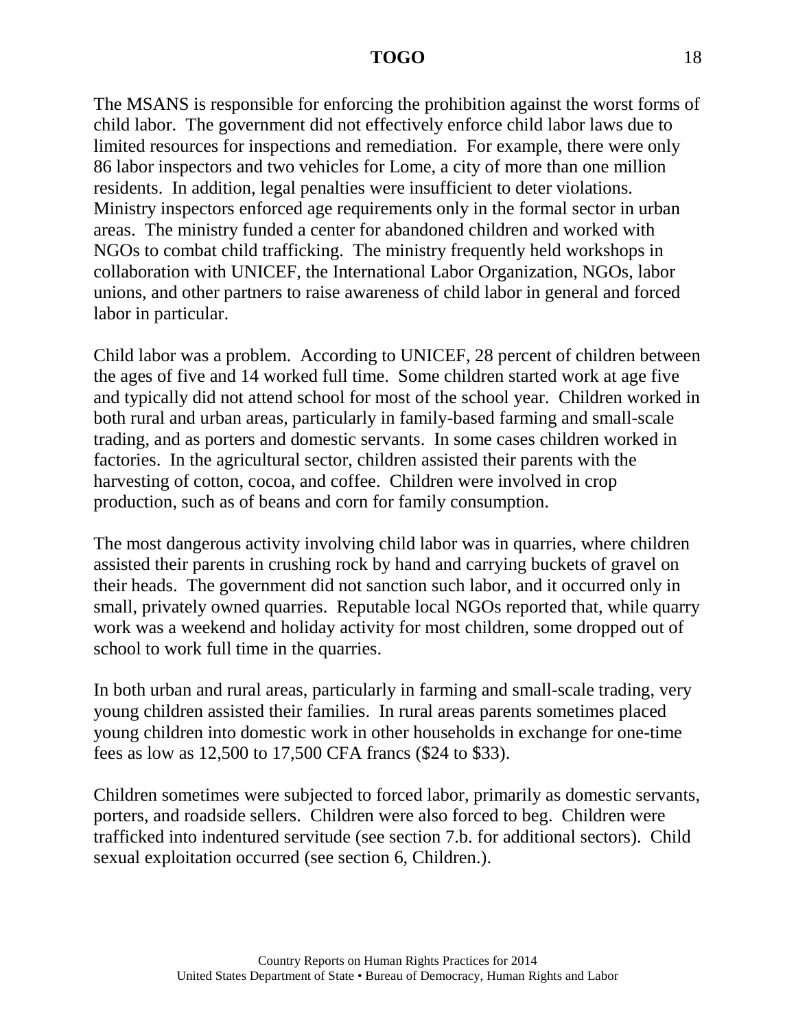The MSANS is responsible for enforcing the prohibition against the worst forms of child labor. The government did not effectively enforce child labor laws due to limited resources for inspections and remediation. For example, there were only 86 labor inspectors and two vehicles for Lome, a city of more than one million residents. In addition, legal penalties were insufficient to deter violations. Ministry inspectors enforced age requirements only in the formal sector in urban areas. The ministry funded a center for abandoned children and worked with NGOs to combat child trafficking. The ministry frequently held workshops in collaboration with UNICEF, the International Labor Organization, NGOs, labor unions, and other partners to raise awareness of child labor in general and forced labor in particular.

Child labor was a problem. According to UNICEF, 28 percent of children between the ages of five and 14 worked full time. Some children started work at age five and typically did not attend school for most of the school year. Children worked in both rural and urban areas, particularly in family-based farming and small-scale trading, and as porters and domestic servants. In some cases children worked in factories. In the agricultural sector, children assisted their parents with the harvesting of cotton, cocoa, and coffee. Children were involved in crop production, such as of beans and corn for family consumption.

The most dangerous activity involving child labor was in quarries, where children assisted their parents in crushing rock by hand and carrying buckets of gravel on their heads. The government did not sanction such labor, and it occurred only in small, privately owned quarries. Reputable local NGOs reported that, while quarry work was a weekend and holiday activity for most children, some dropped out of school to work full time in the quarries.

In both urban and rural areas, particularly in farming and small-scale trading, very young children assisted their families. In rural areas parents sometimes placed young children into domestic work in other households in exchange for one-time fees as low as 12,500 to 17,500 CFA francs ($24 to $33).

Children sometimes were subjected to forced labor, primarily as domestic servants, porters, and roadside sellers. Children were also forced to beg. Children were trafficked into indentured servitude (see section 7.b. for additional sectors). Child sexual exploitation occurred (see section 6, Children.).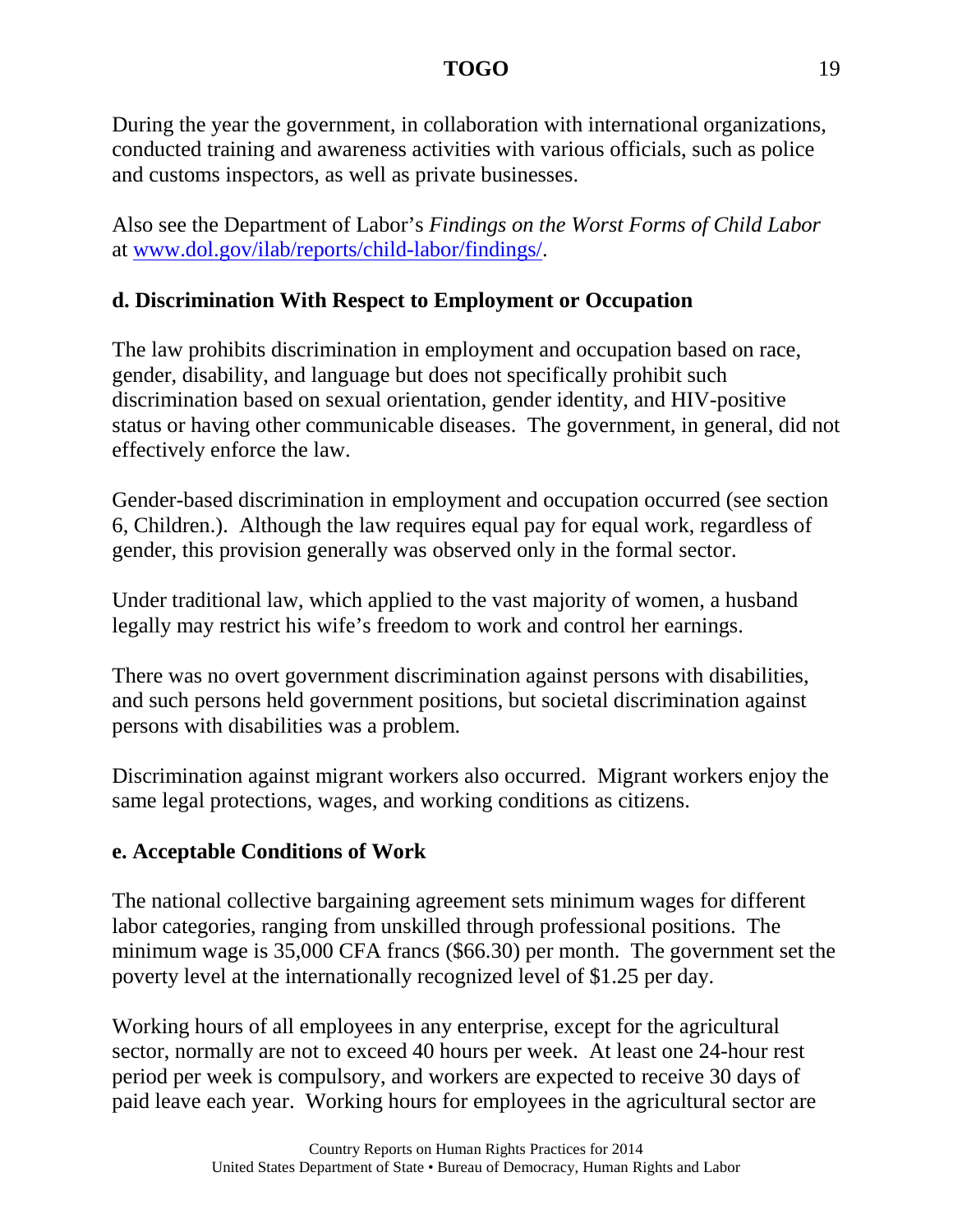During the year the government, in collaboration with international organizations, conducted training and awareness activities with various officials, such as police and customs inspectors, as well as private businesses.

Also see the Department of Labor's *Findings on the Worst Forms of Child Labor* at [www.dol.gov/ilab/reports/child-labor/findings/](http://www.dol.gov/ilab/reports/child-labor/findings/).

### d. Discrimination With Respect to Employment or Occupation

The law prohibits discrimination in employment and occupation based on race, gender, disability, and language but does not specifically prohibit such discrimination based on sexual orientation, gender identity, and HIV-positive status or having other communicable diseases. The government, in general, did not effectively enforce the law.

Gender-based discrimination in employment and occupation occurred (see section 6, Children.). Although the law requires equal pay for equal work, regardless of gender, this provision generally was observed only in the formal sector.

Under traditional law, which applied to the vast majority of women, a husband legally may restrict his wife's freedom to work and control her earnings.

There was no overt government discrimination against persons with disabilities, and such persons held government positions, but societal discrimination against persons with disabilities was a problem.

Discrimination against migrant workers also occurred. Migrant workers enjoy the same legal protections, wages, and working conditions as citizens.

### e. Acceptable Conditions of Work

The national collective bargaining agreement sets minimum wages for different labor categories, ranging from unskilled through professional positions. The minimum wage is 35,000 CFA francs ($66.30) per month. The government set the poverty level at the internationally recognized level of $1.25 per day.

Working hours of all employees in any enterprise, except for the agricultural sector, normally are not to exceed 40 hours per week. At least one 24-hour rest period per week is compulsory, and workers are expected to receive 30 days of paid leave each year. Working hours for employees in the agricultural sector are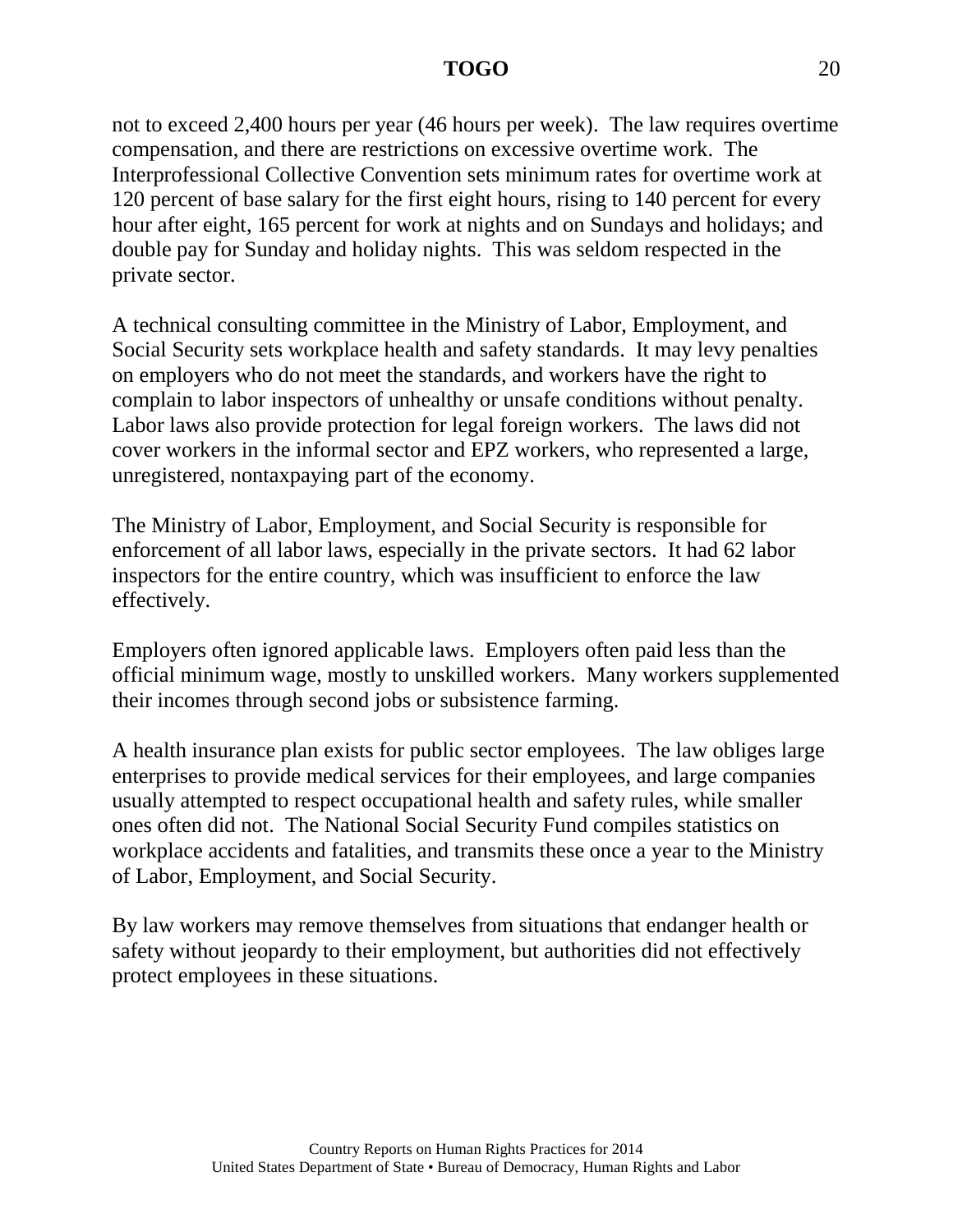not to exceed 2,400 hours per year (46 hours per week). The law requires overtime compensation, and there are restrictions on excessive overtime work. The Interprofessional Collective Convention sets minimum rates for overtime work at 120 percent of base salary for the first eight hours, rising to 140 percent for every hour after eight, 165 percent for work at nights and on Sundays and holidays; and double pay for Sunday and holiday nights. This was seldom respected in the private sector.

A technical consulting committee in the Ministry of Labor, Employment, and Social Security sets workplace health and safety standards. It may levy penalties on employers who do not meet the standards, and workers have the right to complain to labor inspectors of unhealthy or unsafe conditions without penalty. Labor laws also provide protection for legal foreign workers. The laws did not cover workers in the informal sector and EPZ workers, who represented a large, unregistered, nontaxpaying part of the economy.

The Ministry of Labor, Employment, and Social Security is responsible for enforcement of all labor laws, especially in the private sectors. It had 62 labor inspectors for the entire country, which was insufficient to enforce the law effectively.

Employers often ignored applicable laws. Employers often paid less than the official minimum wage, mostly to unskilled workers. Many workers supplemented their incomes through second jobs or subsistence farming.

A health insurance plan exists for public sector employees. The law obliges large enterprises to provide medical services for their employees, and large companies usually attempted to respect occupational health and safety rules, while smaller ones often did not. The National Social Security Fund compiles statistics on workplace accidents and fatalities, and transmits these once a year to the Ministry of Labor, Employment, and Social Security.

By law workers may remove themselves from situations that endanger health or safety without jeopardy to their employment, but authorities did not effectively protect employees in these situations.